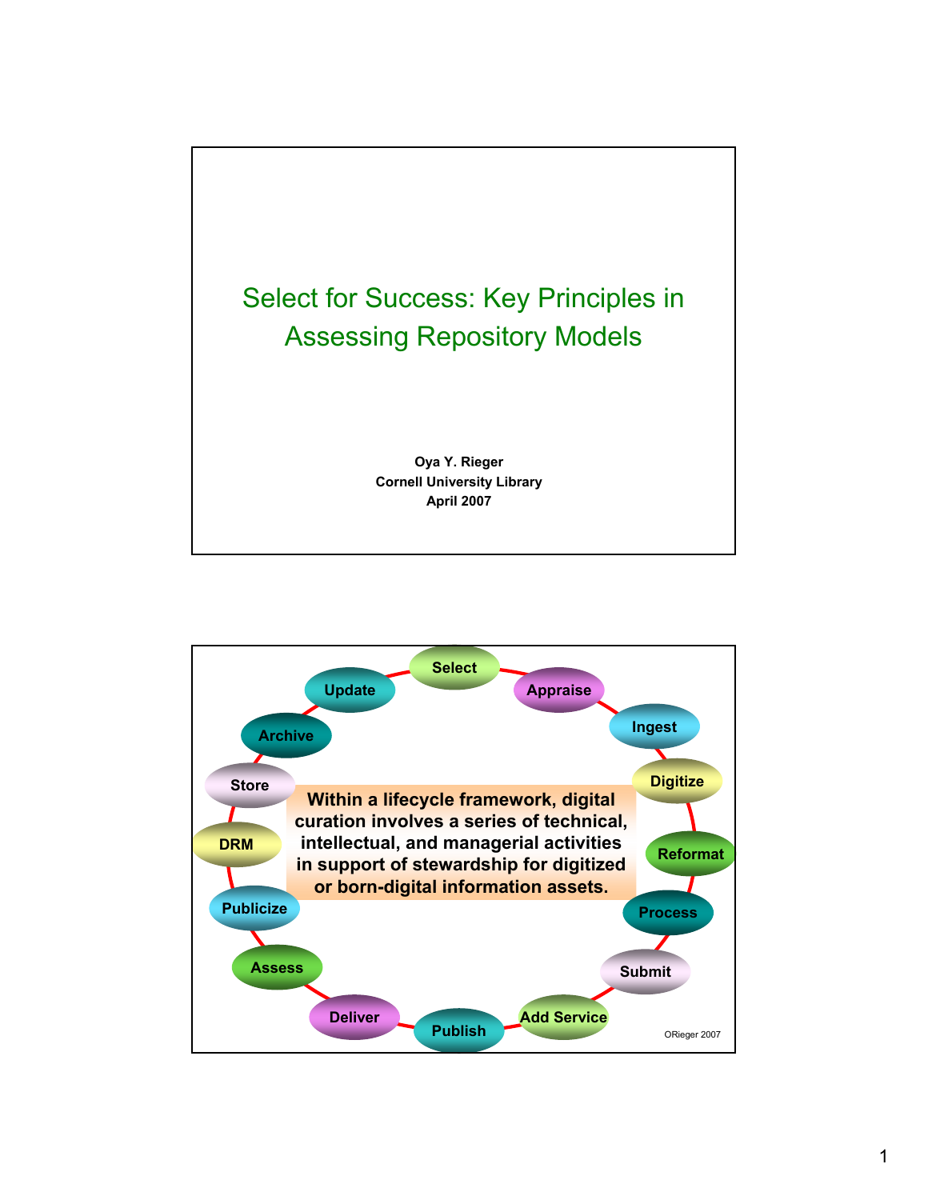# Select for Success: Key Principles in Assessing Repository Models

**Oya Y. Rieger**
**Cornell University Library**
**April 2007**

---

Select → Appraise → Ingest → Digitize → Reformat → Process → Submit → Add Service → Publish → Deliver → Assess → Publicize → DRM → Store → Archive → Update

**Within a lifecycle framework, digital curation involves a series of technical, intellectual, and managerial activities in support of stewardship for digitized or born-digital information assets.**

ORieger 2007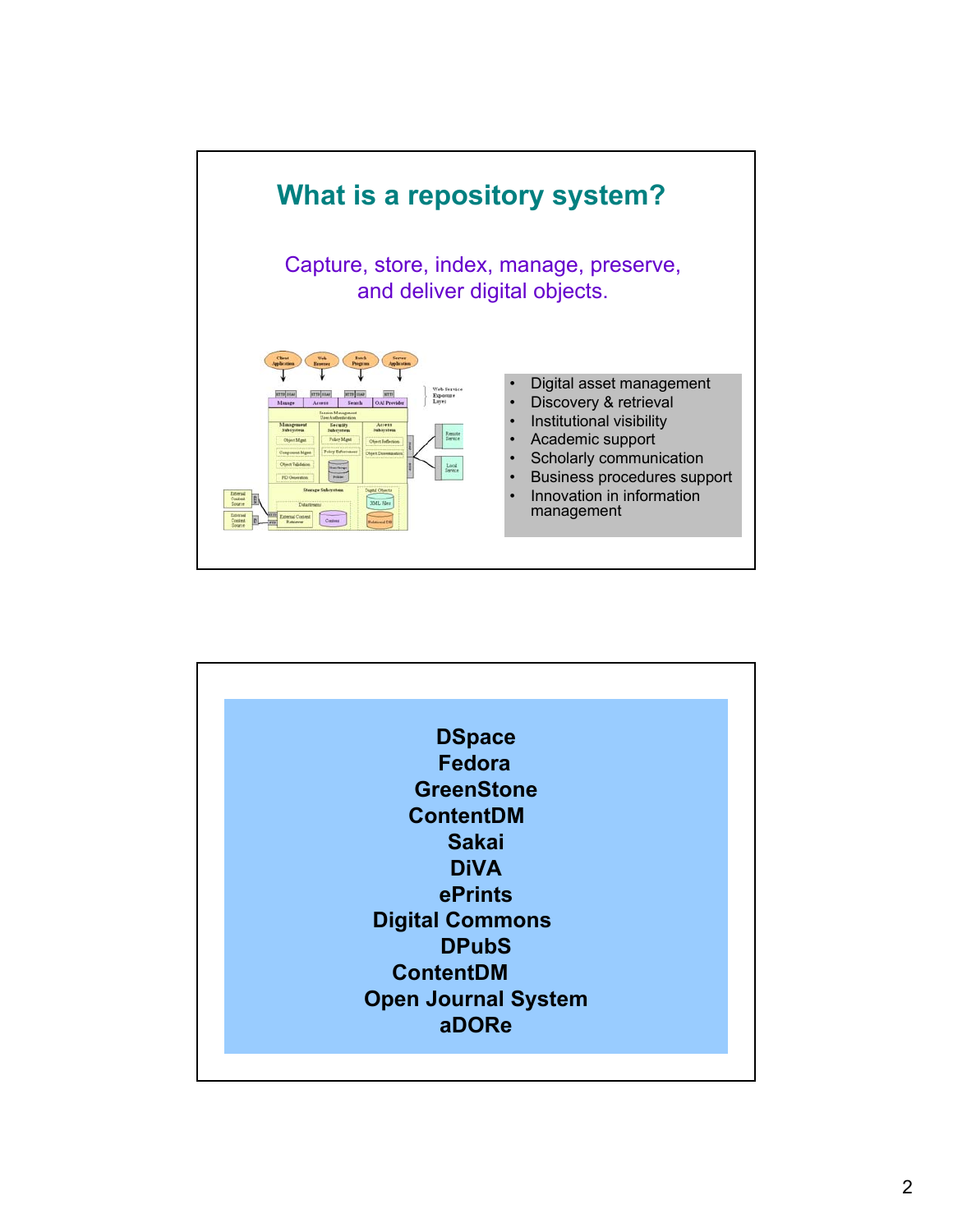## What is a repository system?

Capture, store, index, manage, preserve, and deliver digital objects.

- Digital asset management
- Discovery & retrieval
- Institutional visibility
- Academic support
- Scholarly communication
- Business procedures support
- Innovation in information management

---

**DSpace**
**Fedora**
**GreenStone**
**ContentDM**
**Sakai**
**DiVA**
**ePrints**
**Digital Commons**
**DPubS**
**ContentDM**
**Open Journal System**
**aDORe**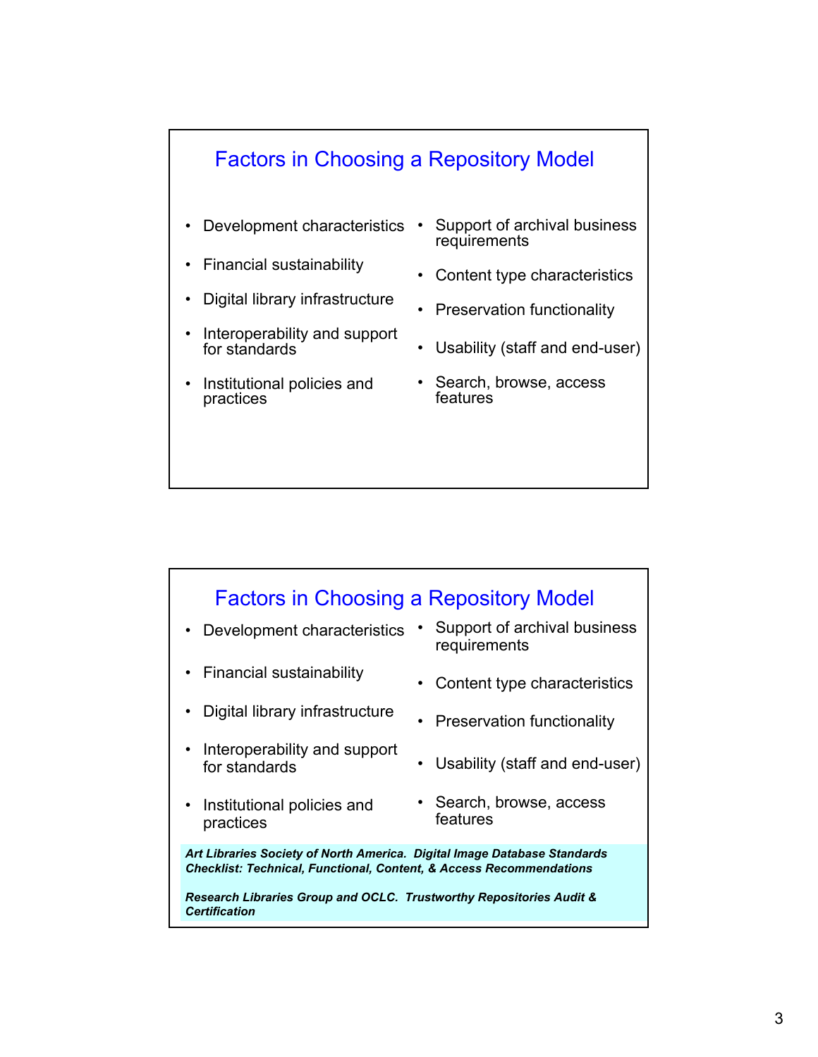## Factors in Choosing a Repository Model

- Development characteristics
- Financial sustainability
- Digital library infrastructure
- Interoperability and support for standards
- Institutional policies and practices
- Support of archival business requirements
- Content type characteristics
- Preservation functionality
- Usability (staff and end-user)
- Search, browse, access features

## Factors in Choosing a Repository Model

- Development characteristics
- Financial sustainability
- Digital library infrastructure
- Interoperability and support for standards
- Institutional policies and practices
- Support of archival business requirements
- Content type characteristics
- Preservation functionality
- Usability (staff and end-user)
- Search, browse, access features

***Art Libraries Society of North America. Digital Image Database Standards Checklist: Technical, Functional, Content, & Access Recommendations***

***Research Libraries Group and OCLC. Trustworthy Repositories Audit & Certification***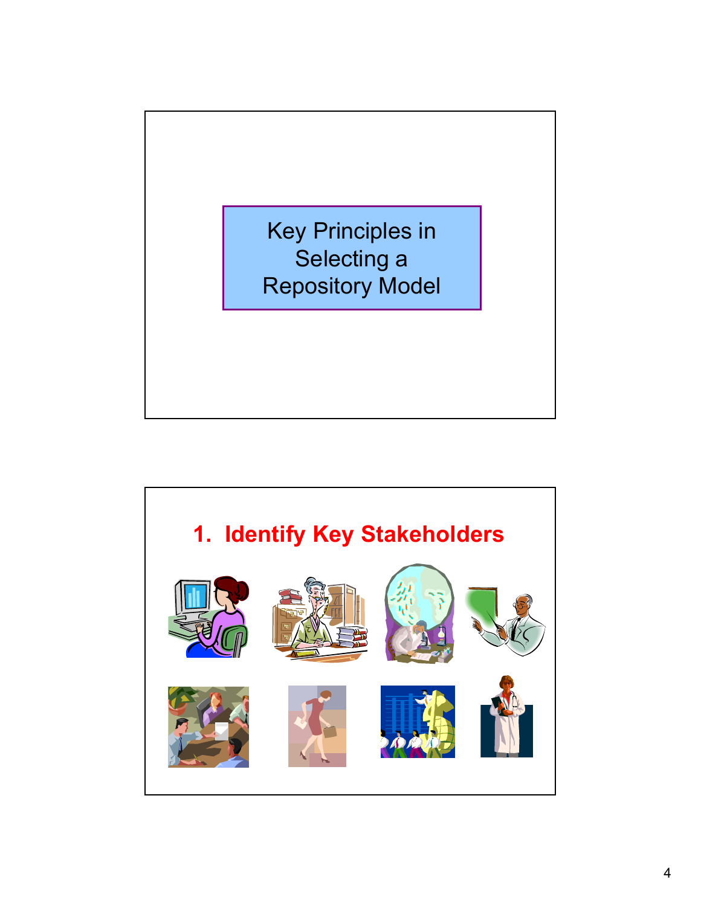Key Principles in Selecting a Repository Model

## 1. Identify Key Stakeholders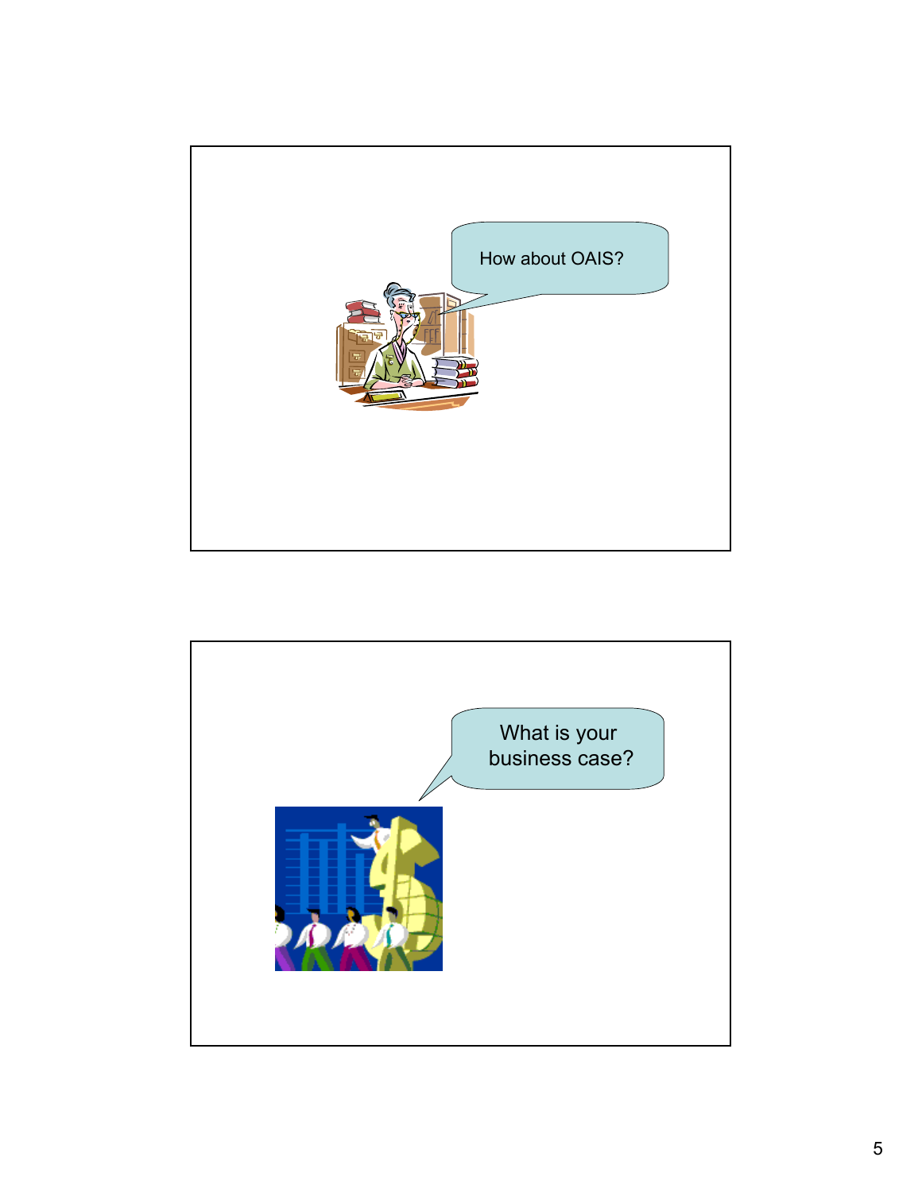How about OAIS?

What is your business case?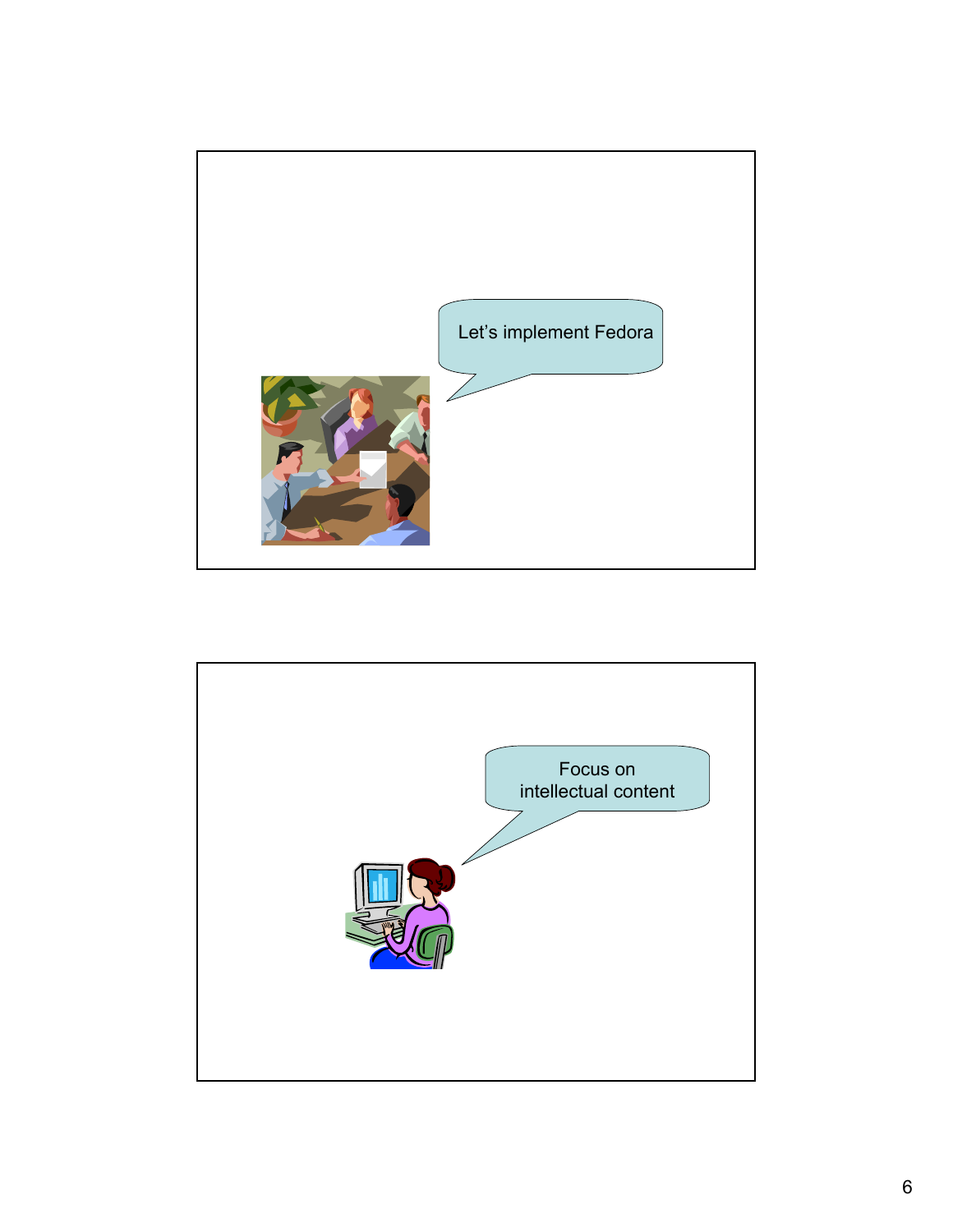Let’s implement Fedora

Focus on intellectual content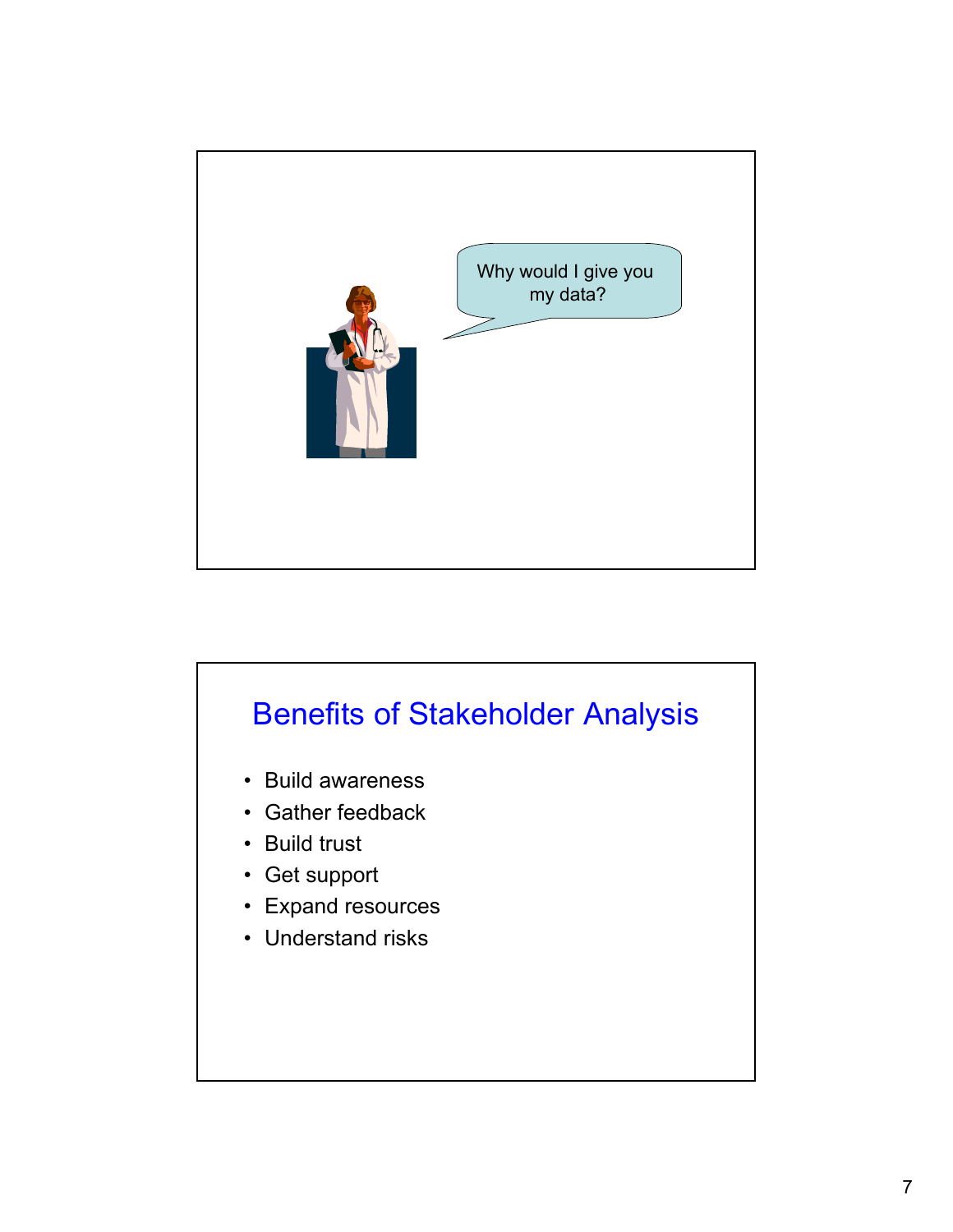Why would I give you my data?

## Benefits of Stakeholder Analysis

- Build awareness
- Gather feedback
- Build trust
- Get support
- Expand resources
- Understand risks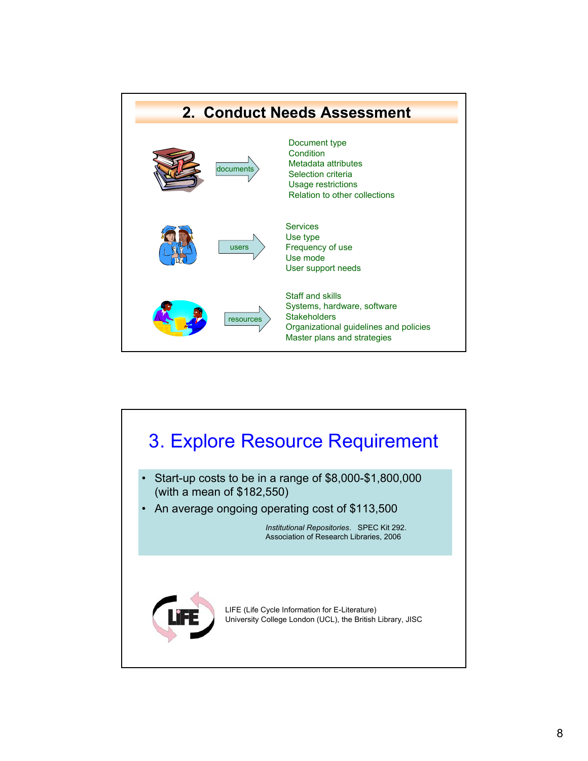## 2. Conduct Needs Assessment

**documents** →

- Document type
- Condition
- Metadata attributes
- Selection criteria
- Usage restrictions
- Relation to other collections

**users** →

- Services
- Use type
- Frequency of use
- Use mode
- User support needs

**resources** →

- Staff and skills
- Systems, hardware, software
- Stakeholders
- Organizational guidelines and policies
- Master plans and strategies

## 3. Explore Resource Requirement

- Start-up costs to be in a range of $8,000-$1,800,000 (with a mean of $182,550)
- An average ongoing operating cost of $113,500

*Institutional Repositories*. SPEC Kit 292. Association of Research Libraries, 2006

LIFE (Life Cycle Information for E-Literature)
University College London (UCL), the British Library, JISC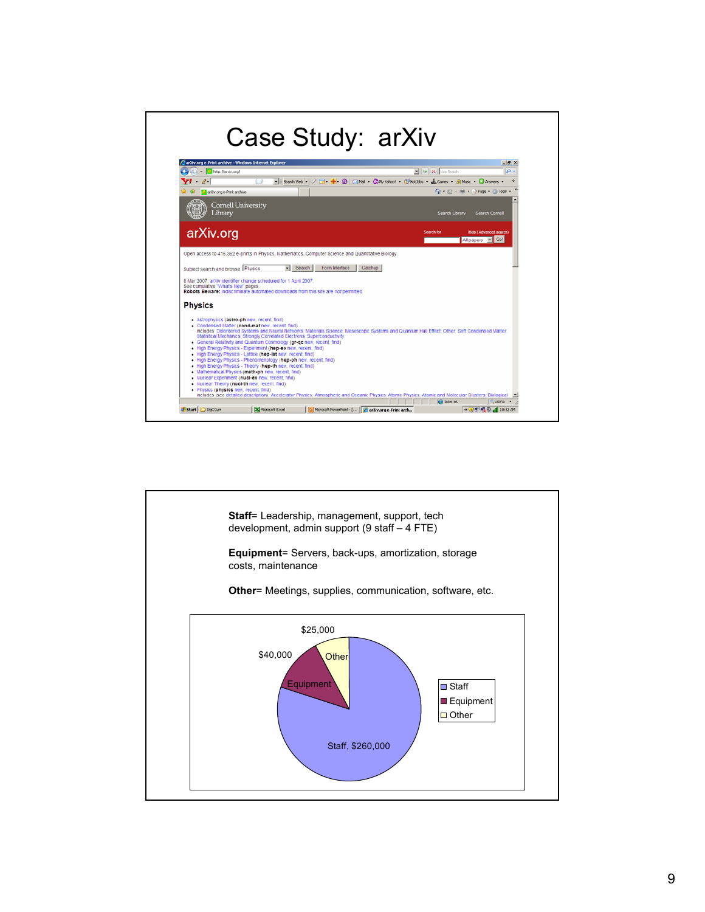# Case Study: arXiv

Staff= Leadership, management, support, tech development, admin support (9 staff – 4 FTE)

Equipment= Servers, back-ups, amortization, storage costs, maintenance

Other= Meetings, supplies, communication, software, etc.

| Category | Amount |
|---|---|
| Staff | $260,000 |
| Equipment | $40,000 |
| Other | $25,000 |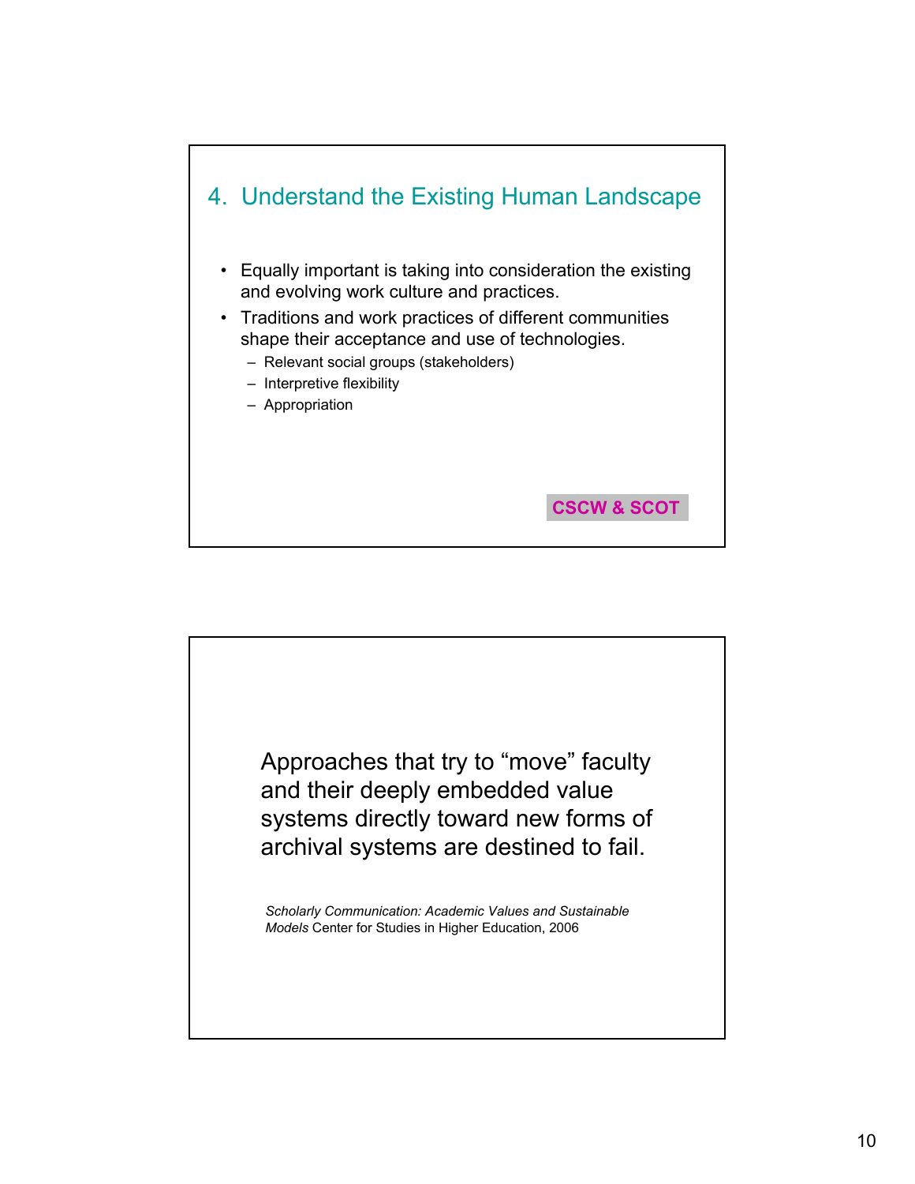## 4. Understand the Existing Human Landscape

- Equally important is taking into consideration the existing and evolving work culture and practices.
- Traditions and work practices of different communities shape their acceptance and use of technologies.
  - Relevant social groups (stakeholders)
  - Interpretive flexibility
  - Appropriation

**CSCW & SCOT**

---

Approaches that try to "move" faculty and their deeply embedded value systems directly toward new forms of archival systems are destined to fail.

*Scholarly Communication: Academic Values and Sustainable Models* Center for Studies in Higher Education, 2006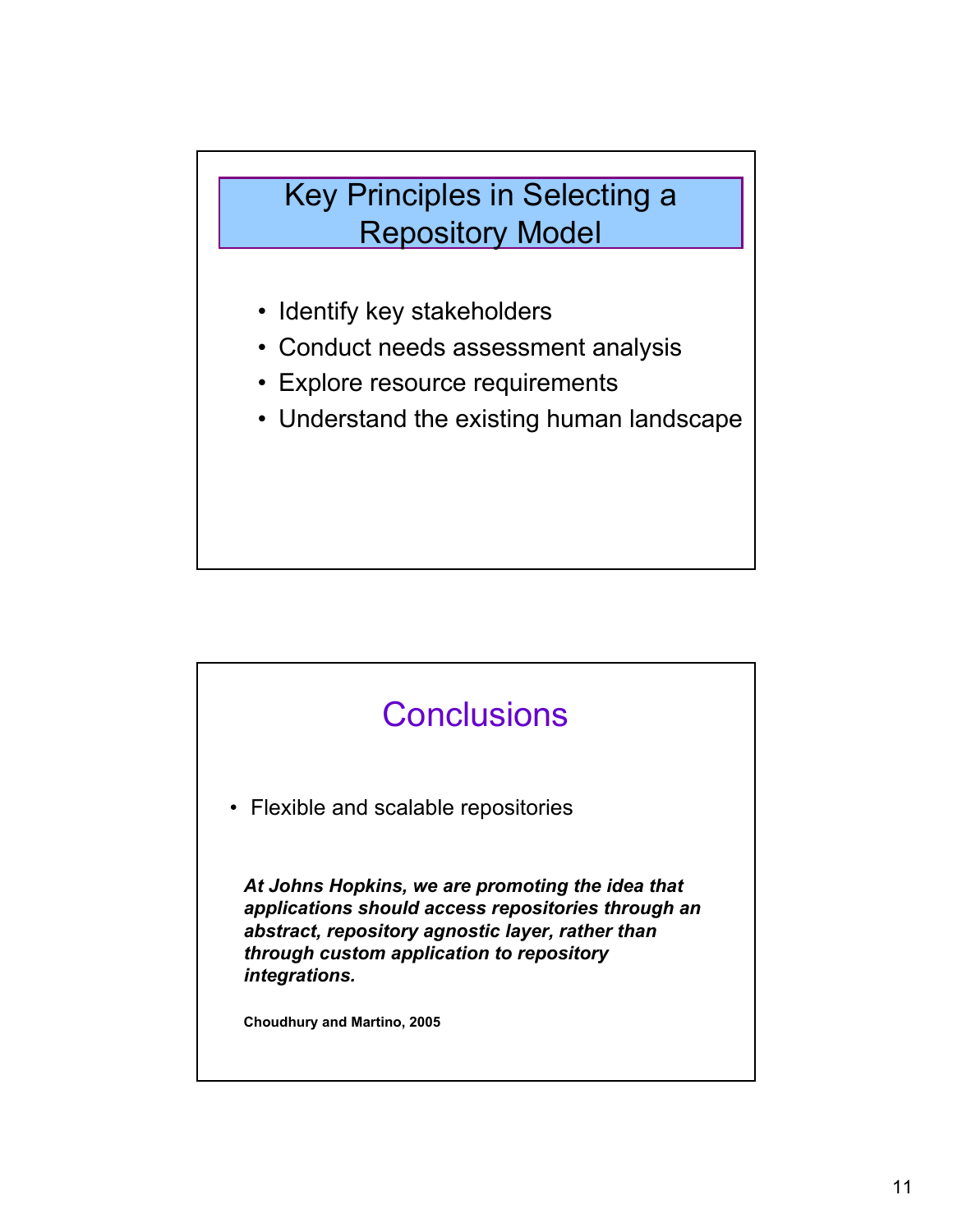## Key Principles in Selecting a Repository Model

- Identify key stakeholders
- Conduct needs assessment analysis
- Explore resource requirements
- Understand the existing human landscape

## Conclusions

- Flexible and scalable repositories

***At Johns Hopkins, we are promoting the idea that applications should access repositories through an abstract, repository agnostic layer, rather than through custom application to repository integrations.***

**Choudhury and Martino, 2005**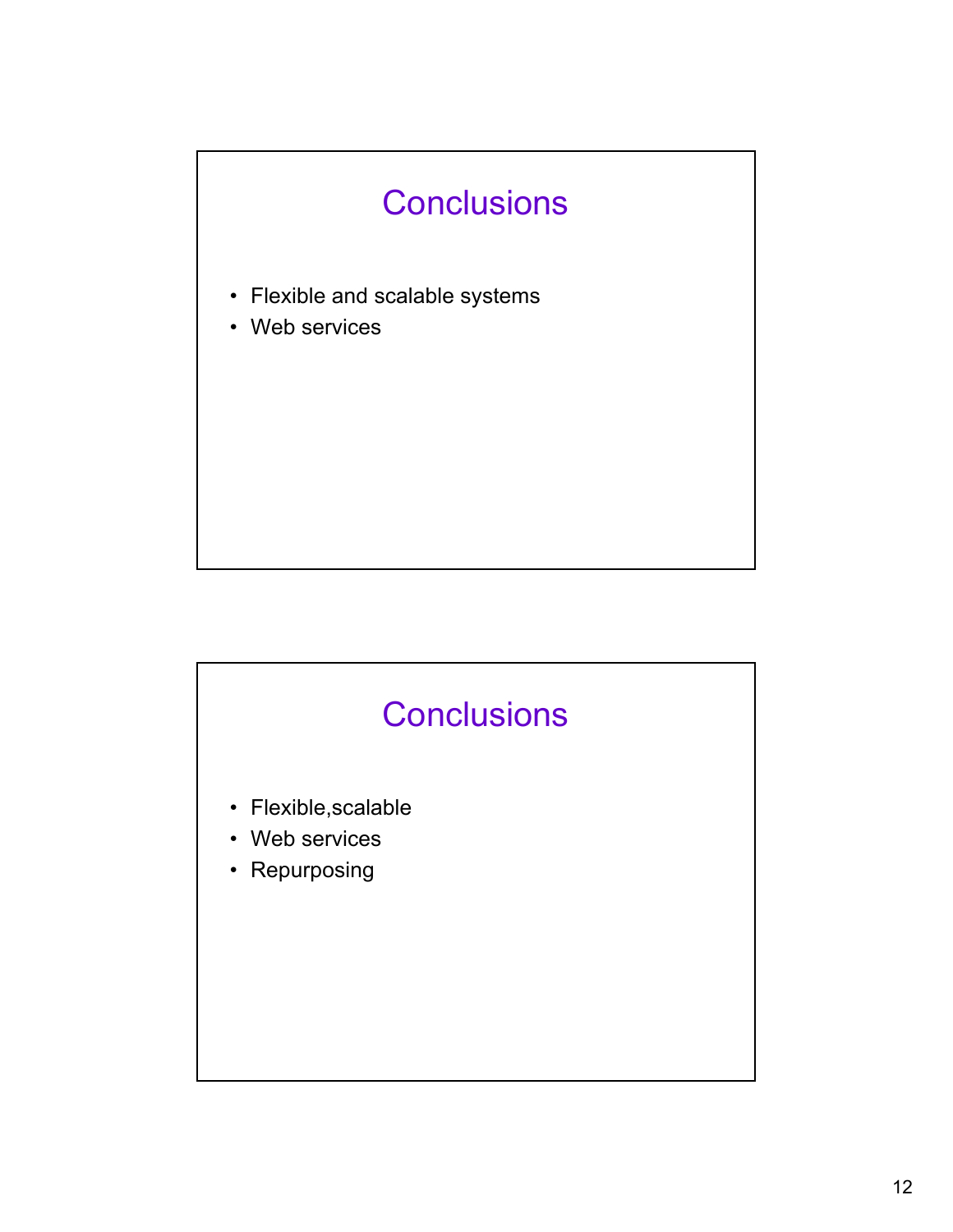## Conclusions

- Flexible and scalable systems
- Web services

## Conclusions

- Flexible,scalable
- Web services
- Repurposing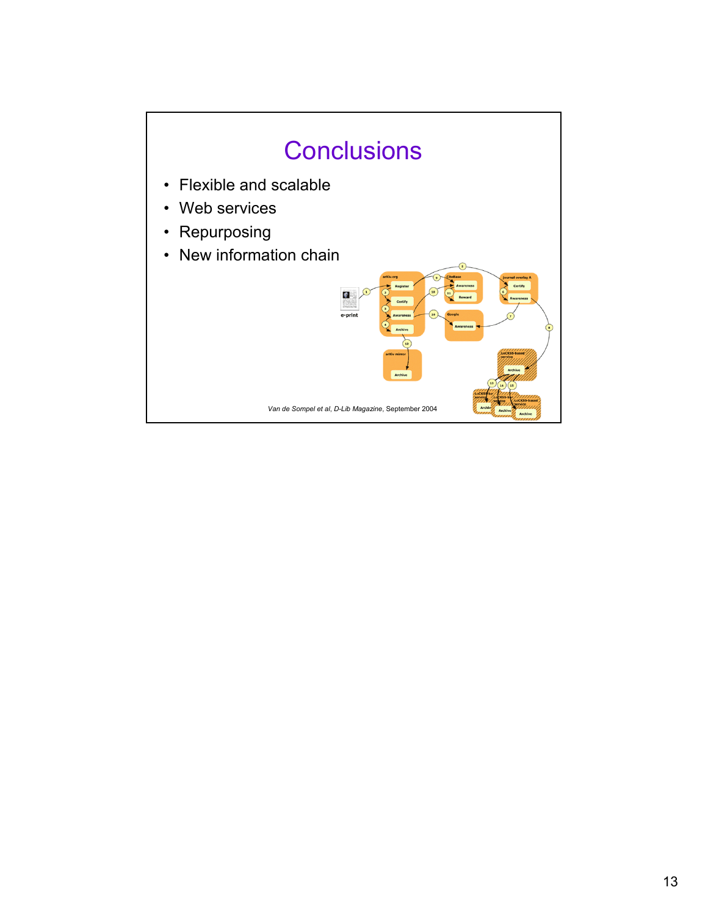# Conclusions

- Flexible and scalable
- Web services
- Repurposing
- New information chain

*Van de Sompel et al*, *D-Lib Magazine*, September 2004